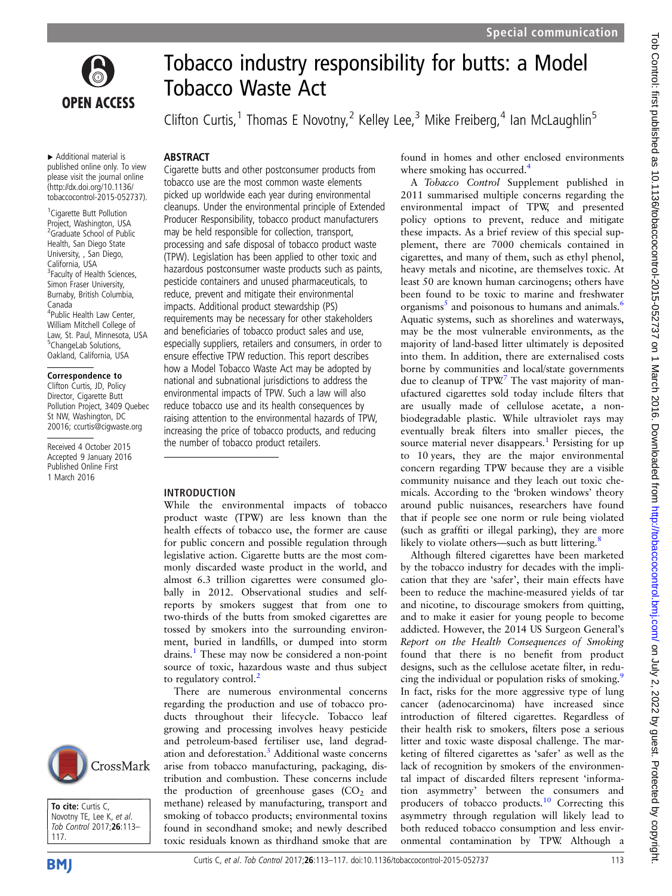# Tobacco industry responsibility for butts: a Model Tobacco Waste Act

Clifton Curtis,[1] Thomas E Novotny,[2] Kelley Lee,[3] Mike Freiberg,[4] Ian McLaughlin[5]

► Additional material is published online only. To view please visit the journal online (http://dx.doi.org/10.1136/tobaccocontrol-2015-052737).

[1]Cigarette Butt Pollution Project, Washington, USA
[2]Graduate School of Public Health, San Diego State University, , San Diego, California, USA
[3]Faculty of Health Sciences, Simon Fraser University, Burnaby, British Columbia, Canada
[4]Public Health Law Center, William Mitchell College of Law, St. Paul, Minnesota, USA
[5]ChangeLab Solutions, Oakland, California, USA

**Correspondence to**
Clifton Curtis, JD, Policy Director, Cigarette Butt Pollution Project, 3409 Quebec St NW, Washington, DC 20016; ccurtis@cigwaste.org

Received 4 October 2015
Accepted 9 January 2016
Published Online First
1 March 2016

**To cite:** Curtis C, Novotny TE, Lee K, *et al*. *Tob Control* 2017;**26**:113–117.

## ABSTRACT

Cigarette butts and other postconsumer products from tobacco use are the most common waste elements picked up worldwide each year during environmental cleanups. Under the environmental principle of Extended Producer Responsibility, tobacco product manufacturers may be held responsible for collection, transport, processing and safe disposal of tobacco product waste (TPW). Legislation has been applied to other toxic and hazardous postconsumer waste products such as paints, pesticide containers and unused pharmaceuticals, to reduce, prevent and mitigate their environmental impacts. Additional product stewardship (PS) requirements may be necessary for other stakeholders and beneficiaries of tobacco product sales and use, especially suppliers, retailers and consumers, in order to ensure effective TPW reduction. This report describes how a Model Tobacco Waste Act may be adopted by national and subnational jurisdictions to address the environmental impacts of TPW. Such a law will also reduce tobacco use and its health consequences by raising attention to the environmental hazards of TPW, increasing the price of tobacco products, and reducing the number of tobacco product retailers.

## INTRODUCTION

While the environmental impacts of tobacco product waste (TPW) are less known than the health effects of tobacco use, the former are cause for public concern and possible regulation through legislative action. Cigarette butts are the most commonly discarded waste product in the world, and almost 6.3 trillion cigarettes were consumed globally in 2012. Observational studies and self-reports by smokers suggest that from one to two-thirds of the butts from smoked cigarettes are tossed by smokers into the surrounding environment, buried in landfills, or dumped into storm drains.[1] These may now be considered a non-point source of toxic, hazardous waste and thus subject to regulatory control.[2]

There are numerous environmental concerns regarding the production and use of tobacco products throughout their lifecycle. Tobacco leaf growing and processing involves heavy pesticide and petroleum-based fertiliser use, land degradation and deforestation.[3] Additional waste concerns arise from tobacco manufacturing, packaging, distribution and combustion. These concerns include the production of greenhouse gases ($CO_2$ and methane) released by manufacturing, transport and smoking of tobacco products; environmental toxins found in secondhand smoke; and newly described toxic residuals known as thirdhand smoke that are found in homes and other enclosed environments where smoking has occurred.[4]

A *Tobacco Control* Supplement published in 2011 summarised multiple concerns regarding the environmental impact of TPW, and presented policy options to prevent, reduce and mitigate these impacts. As a brief review of this special supplement, there are 7000 chemicals contained in cigarettes, and many of them, such as ethyl phenol, heavy metals and nicotine, are themselves toxic. At least 50 are known human carcinogens; others have been found to be toxic to marine and freshwater organisms[5] and poisonous to humans and animals.[6] Aquatic systems, such as shorelines and waterways, may be the most vulnerable environments, as the majority of land-based litter ultimately is deposited into them. In addition, there are externalised costs borne by communities and local/state governments due to cleanup of TPW.[7] The vast majority of manufactured cigarettes sold today include filters that are usually made of cellulose acetate, a non-biodegradable plastic. While ultraviolet rays may eventually break filters into smaller pieces, the source material never disappears.[1] Persisting for up to 10 years, they are the major environmental concern regarding TPW because they are a visible community nuisance and they leach out toxic chemicals. According to the 'broken windows' theory around public nuisances, researchers have found that if people see one norm or rule being violated (such as graffiti or illegal parking), they are more likely to violate others—such as butt littering.[8]

Although filtered cigarettes have been marketed by the tobacco industry for decades with the implication that they are 'safer', their main effects have been to reduce the machine-measured yields of tar and nicotine, to discourage smokers from quitting, and to make it easier for young people to become addicted. However, the 2014 US Surgeon General's *Report on the Health Consequences of Smoking* found that there is no benefit from product designs, such as the cellulose acetate filter, in reducing the individual or population risks of smoking.[9] In fact, risks for the more aggressive type of lung cancer (adenocarcinoma) have increased since introduction of filtered cigarettes. Regardless of their health risk to smokers, filters pose a serious litter and toxic waste disposal challenge. The marketing of filtered cigarettes as 'safer' as well as the lack of recognition by smokers of the environmental impact of discarded filters represent 'information asymmetry' between the consumers and producers of tobacco products.[10] Correcting this asymmetry through regulation will likely lead to both reduced tobacco consumption and less environmental contamination by TPW. Although a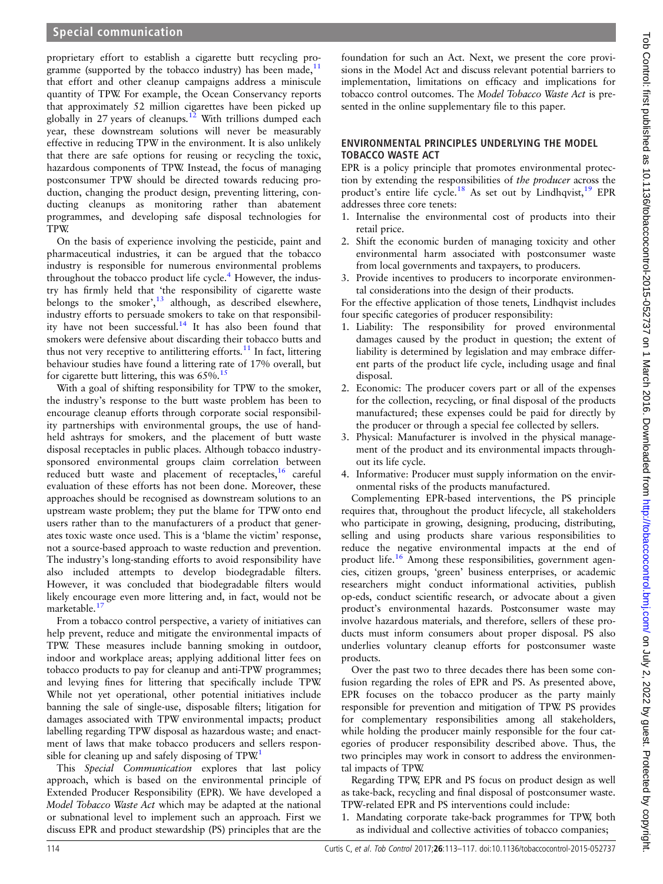proprietary effort to establish a cigarette butt recycling programme (supported by the tobacco industry) has been made,[11] that effort and other cleanup campaigns address a miniscule quantity of TPW. For example, the Ocean Conservancy reports that approximately 52 million cigarettes have been picked up globally in 27 years of cleanups.[12] With trillions dumped each year, these downstream solutions will never be measurably effective in reducing TPW in the environment. It is also unlikely that there are safe options for reusing or recycling the toxic, hazardous components of TPW. Instead, the focus of managing postconsumer TPW should be directed towards reducing production, changing the product design, preventing littering, conducting cleanups as monitoring rather than abatement programmes, and developing safe disposal technologies for TPW.

On the basis of experience involving the pesticide, paint and pharmaceutical industries, it can be argued that the tobacco industry is responsible for numerous environmental problems throughout the tobacco product life cycle.[4] However, the industry has firmly held that 'the responsibility of cigarette waste belongs to the smoker',[13] although, as described elsewhere, industry efforts to persuade smokers to take on that responsibility have not been successful.[14] It has also been found that smokers were defensive about discarding their tobacco butts and thus not very receptive to antilittering efforts.[11] In fact, littering behaviour studies have found a littering rate of 17% overall, but for cigarette butt littering, this was 65%.[15]

With a goal of shifting responsibility for TPW to the smoker, the industry's response to the butt waste problem has been to encourage cleanup efforts through corporate social responsibility partnerships with environmental groups, the use of handheld ashtrays for smokers, and the placement of butt waste disposal receptacles in public places. Although tobacco industry-sponsored environmental groups claim correlation between reduced butt waste and placement of receptacles,[16] careful evaluation of these efforts has not been done. Moreover, these approaches should be recognised as downstream solutions to an upstream waste problem; they put the blame for TPW onto end users rather than to the manufacturers of a product that generates toxic waste once used. This is a 'blame the victim' response, not a source-based approach to waste reduction and prevention. The industry's long-standing efforts to avoid responsibility have also included attempts to develop biodegradable filters. However, it was concluded that biodegradable filters would likely encourage even more littering and, in fact, would not be marketable.[17]

From a tobacco control perspective, a variety of initiatives can help prevent, reduce and mitigate the environmental impacts of TPW. These measures include banning smoking in outdoor, indoor and workplace areas; applying additional litter fees on tobacco products to pay for cleanup and anti-TPW programmes; and levying fines for littering that specifically include TPW. While not yet operational, other potential initiatives include banning the sale of single-use, disposable filters; litigation for damages associated with TPW environmental impacts; product labelling regarding TPW disposal as hazardous waste; and enactment of laws that make tobacco producers and sellers responsible for cleaning up and safely disposing of TPW.[1]

This *Special Communication* explores that last policy approach, which is based on the environmental principle of Extended Producer Responsibility (EPR). We have developed a *Model Tobacco Waste Act* which may be adapted at the national or subnational level to implement such an approach. First we discuss EPR and product stewardship (PS) principles that are the foundation for such an Act. Next, we present the core provisions in the Model Act and discuss relevant potential barriers to implementation, limitations on efficacy and implications for tobacco control outcomes. The *Model Tobacco Waste Act* is presented in the online supplementary file to this paper.

## ENVIRONMENTAL PRINCIPLES UNDERLYING THE MODEL TOBACCO WASTE ACT

EPR is a policy principle that promotes environmental protection by extending the responsibilities of *the producer* across the product's entire life cycle.[18] As set out by Lindhqvist,[19] EPR addresses three core tenets:

1. Internalise the environmental cost of products into their retail price.
2. Shift the economic burden of managing toxicity and other environmental harm associated with postconsumer waste from local governments and taxpayers, to producers.
3. Provide incentives to producers to incorporate environmental considerations into the design of their products.

For the effective application of those tenets, Lindhqvist includes four specific categories of producer responsibility:

1. Liability: The responsibility for proved environmental damages caused by the product in question; the extent of liability is determined by legislation and may embrace different parts of the product life cycle, including usage and final disposal.
2. Economic: The producer covers part or all of the expenses for the collection, recycling, or final disposal of the products manufactured; these expenses could be paid for directly by the producer or through a special fee collected by sellers.
3. Physical: Manufacturer is involved in the physical management of the product and its environmental impacts throughout its life cycle.
4. Informative: Producer must supply information on the environmental risks of the products manufactured.

Complementing EPR-based interventions, the PS principle requires that, throughout the product lifecycle, all stakeholders who participate in growing, designing, producing, distributing, selling and using products share various responsibilities to reduce the negative environmental impacts at the end of product life.[16] Among these responsibilities, government agencies, citizen groups, 'green' business enterprises, or academic researchers might conduct informational activities, publish op-eds, conduct scientific research, or advocate about a given product's environmental hazards. Postconsumer waste may involve hazardous materials, and therefore, sellers of these products must inform consumers about proper disposal. PS also underlies voluntary cleanup efforts for postconsumer waste products.

Over the past two to three decades there has been some confusion regarding the roles of EPR and PS. As presented above, EPR focuses on the tobacco producer as the party mainly responsible for prevention and mitigation of TPW. PS provides for complementary responsibilities among all stakeholders, while holding the producer mainly responsible for the four categories of producer responsibility described above. Thus, the two principles may work in consort to address the environmental impacts of TPW.

Regarding TPW, EPR and PS focus on product design as well as take-back, recycling and final disposal of postconsumer waste. TPW-related EPR and PS interventions could include:

1. Mandating corporate take-back programmes for TPW, both as individual and collective activities of tobacco companies;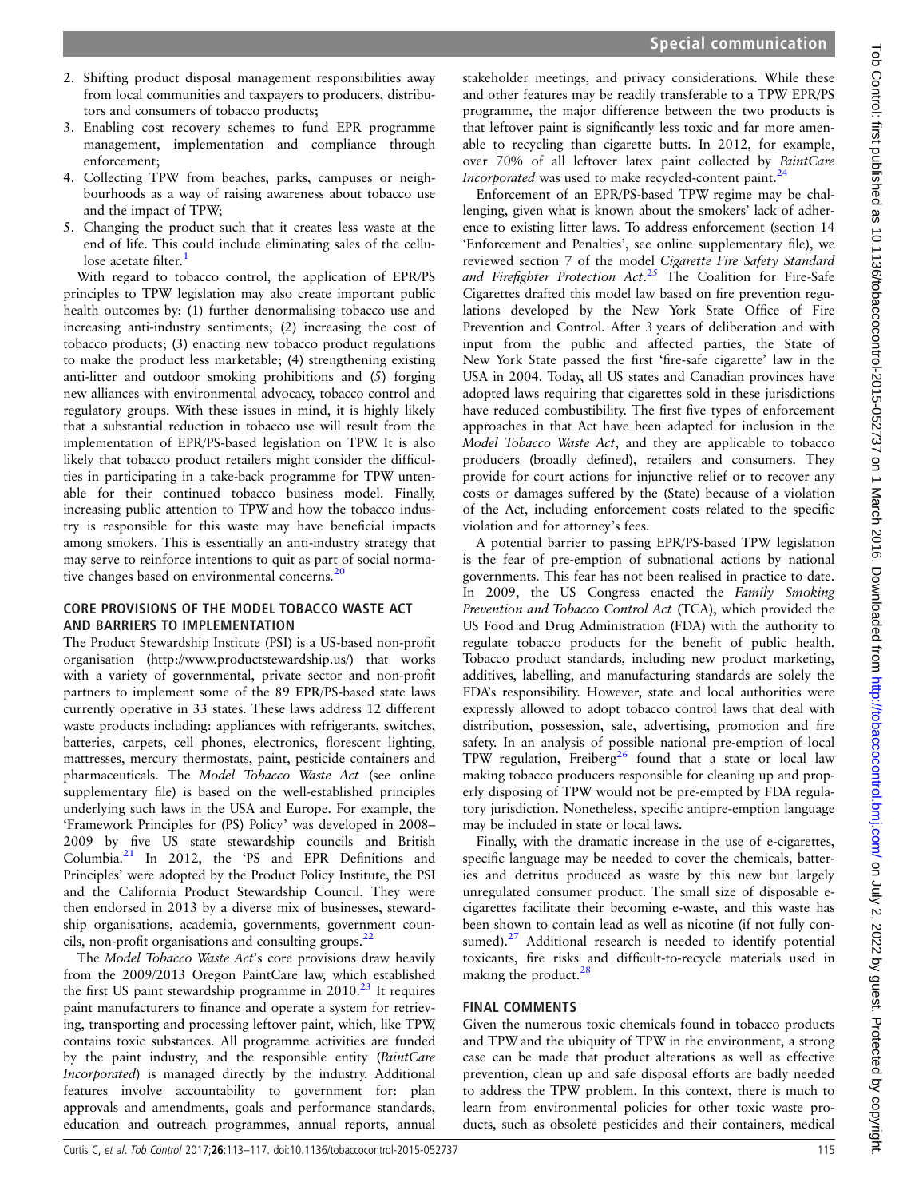2. Shifting product disposal management responsibilities away from local communities and taxpayers to producers, distributors and consumers of tobacco products;
3. Enabling cost recovery schemes to fund EPR programme management, implementation and compliance through enforcement;
4. Collecting TPW from beaches, parks, campuses or neighbourhoods as a way of raising awareness about tobacco use and the impact of TPW;
5. Changing the product such that it creates less waste at the end of life. This could include eliminating sales of the cellulose acetate filter.[1]

With regard to tobacco control, the application of EPR/PS principles to TPW legislation may also create important public health outcomes by: (1) further denormalising tobacco use and increasing anti-industry sentiments; (2) increasing the cost of tobacco products; (3) enacting new tobacco product regulations to make the product less marketable; (4) strengthening existing anti-litter and outdoor smoking prohibitions and (5) forging new alliances with environmental advocacy, tobacco control and regulatory groups. With these issues in mind, it is highly likely that a substantial reduction in tobacco use will result from the implementation of EPR/PS-based legislation on TPW. It is also likely that tobacco product retailers might consider the difficulties in participating in a take-back programme for TPW untenable for their continued tobacco business model. Finally, increasing public attention to TPW and how the tobacco industry is responsible for this waste may have beneficial impacts among smokers. This is essentially an anti-industry strategy that may serve to reinforce intentions to quit as part of social normative changes based on environmental concerns.[20]

## CORE PROVISIONS OF THE MODEL TOBACCO WASTE ACT AND BARRIERS TO IMPLEMENTATION

The Product Stewardship Institute (PSI) is a US-based non-profit organisation (http://www.productstewardship.us/) that works with a variety of governmental, private sector and non-profit partners to implement some of the 89 EPR/PS-based state laws currently operative in 33 states. These laws address 12 different waste products including: appliances with refrigerants, switches, batteries, carpets, cell phones, electronics, florescent lighting, mattresses, mercury thermostats, paint, pesticide containers and pharmaceuticals. The *Model Tobacco Waste Act* (see online supplementary file) is based on the well-established principles underlying such laws in the USA and Europe. For example, the 'Framework Principles for (PS) Policy' was developed in 2008–2009 by five US state stewardship councils and British Columbia.[21] In 2012, the 'PS and EPR Definitions and Principles' were adopted by the Product Policy Institute, the PSI and the California Product Stewardship Council. They were then endorsed in 2013 by a diverse mix of businesses, stewardship organisations, academia, governments, government councils, non-profit organisations and consulting groups.[22]

The *Model Tobacco Waste Act*'s core provisions draw heavily from the 2009/2013 Oregon PaintCare law, which established the first US paint stewardship programme in 2010.[23] It requires paint manufacturers to finance and operate a system for retrieving, transporting and processing leftover paint, which, like TPW, contains toxic substances. All programme activities are funded by the paint industry, and the responsible entity (*PaintCare Incorporated*) is managed directly by the industry. Additional features involve accountability to government for: plan approvals and amendments, goals and performance standards, education and outreach programmes, annual reports, annual stakeholder meetings, and privacy considerations. While these and other features may be readily transferable to a TPW EPR/PS programme, the major difference between the two products is that leftover paint is significantly less toxic and far more amenable to recycling than cigarette butts. In 2012, for example, over 70% of all leftover latex paint collected by *PaintCare Incorporated* was used to make recycled-content paint.[24]

Enforcement of an EPR/PS-based TPW regime may be challenging, given what is known about the smokers' lack of adherence to existing litter laws. To address enforcement (section 14 'Enforcement and Penalties', see online supplementary file), we reviewed section 7 of the model *Cigarette Fire Safety Standard and Firefighter Protection Act*.[25] The Coalition for Fire-Safe Cigarettes drafted this model law based on fire prevention regulations developed by the New York State Office of Fire Prevention and Control. After 3 years of deliberation and with input from the public and affected parties, the State of New York State passed the first 'fire-safe cigarette' law in the USA in 2004. Today, all US states and Canadian provinces have adopted laws requiring that cigarettes sold in these jurisdictions have reduced combustibility. The first five types of enforcement approaches in that Act have been adapted for inclusion in the *Model Tobacco Waste Act*, and they are applicable to tobacco producers (broadly defined), retailers and consumers. They provide for court actions for injunctive relief or to recover any costs or damages suffered by the (State) because of a violation of the Act, including enforcement costs related to the specific violation and for attorney's fees.

A potential barrier to passing EPR/PS-based TPW legislation is the fear of pre-emption of subnational actions by national governments. This fear has not been realised in practice to date. In 2009, the US Congress enacted the *Family Smoking Prevention and Tobacco Control Act* (TCA), which provided the US Food and Drug Administration (FDA) with the authority to regulate tobacco products for the benefit of public health. Tobacco product standards, including new product marketing, additives, labelling, and manufacturing standards are solely the FDA's responsibility. However, state and local authorities were expressly allowed to adopt tobacco control laws that deal with distribution, possession, sale, advertising, promotion and fire safety. In an analysis of possible national pre-emption of local TPW regulation, Freiberg[26] found that a state or local law making tobacco producers responsible for cleaning up and properly disposing of TPW would not be pre-empted by FDA regulatory jurisdiction. Nonetheless, specific antipre-emption language may be included in state or local laws.

Finally, with the dramatic increase in the use of e-cigarettes, specific language may be needed to cover the chemicals, batteries and detritus produced as waste by this new but largely unregulated consumer product. The small size of disposable e-cigarettes facilitate their becoming e-waste, and this waste has been shown to contain lead as well as nicotine (if not fully consumed).[27] Additional research is needed to identify potential toxicants, fire risks and difficult-to-recycle materials used in making the product.[28]

## FINAL COMMENTS

Given the numerous toxic chemicals found in tobacco products and TPW and the ubiquity of TPW in the environment, a strong case can be made that product alterations as well as effective prevention, clean up and safe disposal efforts are badly needed to address the TPW problem. In this context, there is much to learn from environmental policies for other toxic waste products, such as obsolete pesticides and their containers, medical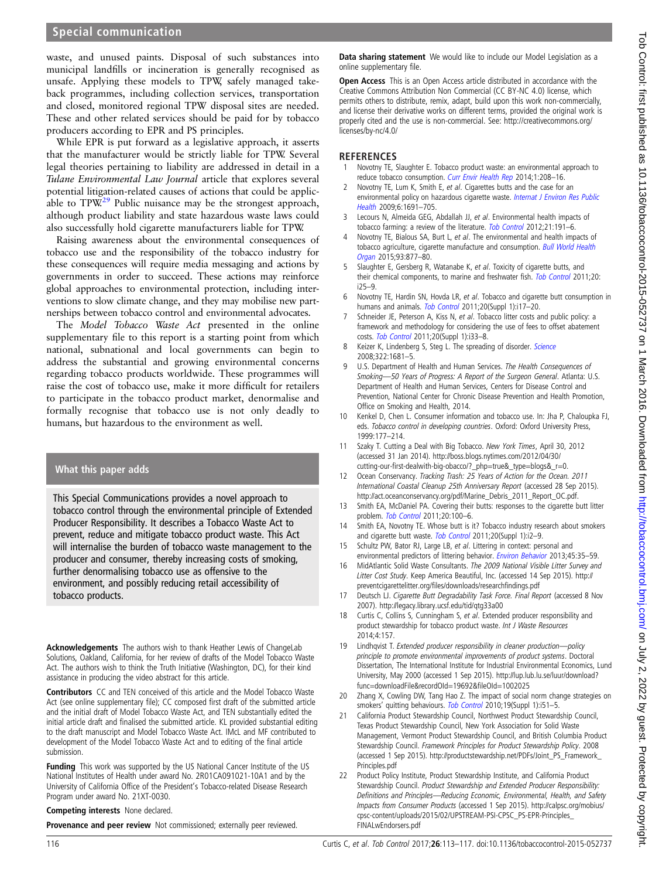waste, and unused paints. Disposal of such substances into municipal landfills or incineration is generally recognised as unsafe. Applying these models to TPW, safely managed take-back programmes, including collection services, transportation and closed, monitored regional TPW disposal sites are needed. These and other related services should be paid for by tobacco producers according to EPR and PS principles.

While EPR is put forward as a legislative approach, it asserts that the manufacturer would be strictly liable for TPW. Several legal theories pertaining to liability are addressed in detail in a *Tulane Environmental Law Journal* article that explores several potential litigation-related causes of actions that could be applicable to TPW.[29] Public nuisance may be the strongest approach, although product liability and state hazardous waste laws could also successfully hold cigarette manufacturers liable for TPW.

Raising awareness about the environmental consequences of tobacco use and the responsibility of the tobacco industry for these consequences will require media messaging and actions by governments in order to succeed. These actions may reinforce global approaches to environmental protection, including interventions to slow climate change, and they may mobilise new partnerships between tobacco control and environmental advocates.

The *Model Tobacco Waste Act* presented in the online supplementary file to this report is a starting point from which national, subnational and local governments can begin to address the substantial and growing environmental concerns regarding tobacco products worldwide. These programmes will raise the cost of tobacco use, make it more difficult for retailers to participate in the tobacco product market, denormalise and formally recognise that tobacco use is not only deadly to humans, but hazardous to the environment as well.

### What this paper adds

This Special Communications provides a novel approach to tobacco control through the environmental principle of Extended Producer Responsibility. It describes a Tobacco Waste Act to prevent, reduce and mitigate tobacco product waste. This Act will internalise the burden of tobacco waste management to the producer and consumer, thereby increasing costs of smoking, further denormalising tobacco use as offensive to the environment, and possibly reducing retail accessibility of tobacco products.

**Acknowledgements** The authors wish to thank Heather Lewis of ChangeLab Solutions, Oakland, California, for her review of drafts of the Model Tobacco Waste Act. The authors wish to think the Truth Initiative (Washington, DC), for their kind assistance in producing the video abstract for this article.

**Contributors** CC and TEN conceived of this article and the Model Tobacco Waste Act (see online supplementary file); CC composed first draft of the submitted article and the initial draft of Model Tobacco Waste Act, and TEN substantially edited the initial article draft and finalised the submitted article. KL provided substantial editing to the draft manuscript and Model Tobacco Waste Act. IMcL and MF contributed to development of the Model Tobacco Waste Act and to editing of the final article submission.

**Funding** This work was supported by the US National Cancer Institute of the US National Institutes of Health under award No. 2R01CA091021-10A1 and by the University of California Office of the President's Tobacco-related Disease Research Program under award No. 21XT-0030.

**Competing interests** None declared.

**Provenance and peer review** Not commissioned; externally peer reviewed.

**Data sharing statement** We would like to include our Model Legislation as a online supplementary file.

**Open Access** This is an Open Access article distributed in accordance with the Creative Commons Attribution Non Commercial (CC BY-NC 4.0) license, which permits others to distribute, remix, adapt, build upon this work non-commercially, and license their derivative works on different terms, provided the original work is properly cited and the use is non-commercial. See: http://creativecommons.org/licenses/by-nc/4.0/

## REFERENCES

1. Novotny TE, Slaughter E. Tobacco product waste: an environmental approach to reduce tobacco consumption. *Curr Envir Health Rep* 2014;1:208–16.
2. Novotny TE, Lum K, Smith E, *et al*. Cigarettes butts and the case for an environmental policy on hazardous cigarette waste. *Internat J Environ Res Public Health* 2009;6:1691–705.
3. Lecours N, Almeida GEG, Abdallah JJ, *et al*. Environmental health impacts of tobacco farming: a review of the literature. *Tob Control* 2012;21:191–6.
4. Novotny TE, Bialous SA, Burt L, *et al*. The environmental and health impacts of tobacco agriculture, cigarette manufacture and consumption. *Bull World Health Organ* 2015;93:877–80.
5. Slaughter E, Gersberg R, Watanabe K, *et al*. Toxicity of cigarette butts, and their chemical components, to marine and freshwater fish. *Tob Control* 2011;20:i25–9.
6. Novotny TE, Hardin SN, Hovda LR, *et al*. Tobacco and cigarette butt consumption in humans and animals. *Tob Control* 2011;20(Suppl 1):i17–20.
7. Schneider JE, Peterson A, Kiss N, *et al*. Tobacco litter costs and public policy: a framework and methodology for considering the use of fees to offset abatement costs. *Tob Control* 2011;20(Suppl 1):i33–8.
8. Keizer K, Lindenberg S, Steg L. The spreading of disorder. *Science* 2008;322:1681–5.
9. U.S. Department of Health and Human Services. *The Health Consequences of Smoking—50 Years of Progress: A Report of the Surgeon General*. Atlanta: U.S. Department of Health and Human Services, Centers for Disease Control and Prevention, National Center for Chronic Disease Prevention and Health Promotion, Office on Smoking and Health, 2014.
10. Kenkel D, Chen L. Consumer information and tobacco use. In: Jha P, Chaloupka FJ, eds. *Tobacco control in developing countries*. Oxford: Oxford University Press, 1999:177–214.
11. Szaky T. Cutting a Deal with Big Tobacco. *New York Times*, April 30, 2012 (accessed 31 Jan 2014). http://boss.blogs.nytimes.com/2012/04/30/cutting-our-first-dealwith-big-obacco/?_php=true&_type=blogs&_r=0.
12. Ocean Conservancy. *Tracking Trash: 25 Years of Action for the Ocean. 2011 International Coastal Cleanup 25th Anniversary Report* (accessed 28 Sep 2015). http://act.oceanconservancy.org/pdf/Marine_Debris_2011_Report_OC.pdf.
13. Smith EA, McDaniel PA. Covering their butts: responses to the cigarette butt litter problem. *Tob Control* 2011;20:100–6.
14. Smith EA, Novotny TE. Whose butt is it? Tobacco industry research about smokers and cigarette butt waste. *Tob Control* 2011;20(Suppl 1):i2–9.
15. Schultz PW, Bator RJ, Large LB, *et al*. Littering in context: personal and environmental predictors of littering behavior. *Environ Behavior* 2013;45:35–59.
16. MidAtlantic Solid Waste Consultants. *The 2009 National Visible Litter Survey and Litter Cost Study*. Keep America Beautiful, Inc. (accessed 14 Sep 2015). http://preventcigarettelitter.org/files/downloads/researchfindings.pdf
17. Deutsch LJ. *Cigarette Butt Degradability Task Force. Final Report* (accessed 8 Nov 2007). http://legacy.library.ucsf.edu/tid/qtg33a00
18. Curtis C, Collins S, Cunningham S, *et al*. Extended producer responsibility and product stewardship for tobacco product waste. *Int J Waste Resources* 2014;4:157.
19. Lindhqvist T. *Extended producer responsibility in cleaner production—policy principle to promote environmental improvements of product systems*. Doctoral Dissertation, The International Institute for Industrial Environmental Economics, Lund University, May 2000 (accessed 1 Sep 2015). http://lup.lub.lu.se/luur/download?func=downloadFile&recordOId=19692&fileOId=1002025
20. Zhang X, Cowling DW, Tang Hao Z. The impact of social norm change strategies on smokers' quitting behaviours. *Tob Control* 2010;19(Suppl 1):i51–5.
21. California Product Stewardship Council, Northwest Product Stewardship Council, Texas Product Stewardship Council, New York Association for Solid Waste Management, Vermont Product Stewardship Council, and British Columbia Product Stewardship Council. *Framework Principles for Product Stewardship Policy*. 2008 (accessed 1 Sep 2015). http://productstewardship.net/PDFs/Joint_PS_Framework_Principles.pdf
22. Product Policy Institute, Product Stewardship Institute, and California Product Stewardship Council. *Product Stewardship and Extended Producer Responsibility: Definitions and Principles—Reducing Economic, Environmental, Health, and Safety Impacts from Consumer Products* (accessed 1 Sep 2015). http://calpsc.org/mobius/cpsc-content/uploads/2015/02/UPSTREAM-PSI-CPSC_PS-EPR-Principles_FINALwEndorsers.pdf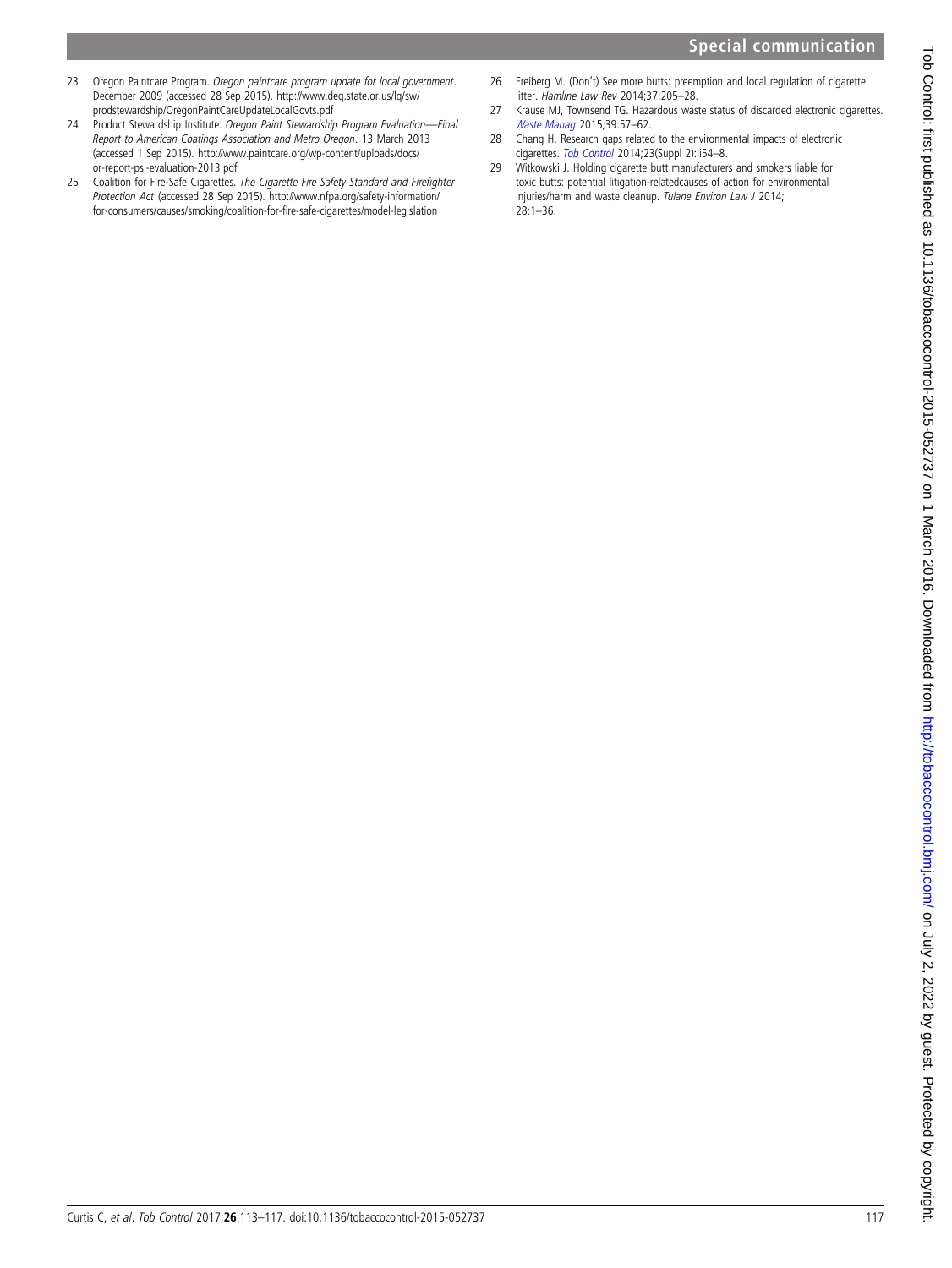23 Oregon Paintcare Program. *Oregon paintcare program update for local government*. December 2009 (accessed 28 Sep 2015). http://www.deq.state.or.us/lq/sw/prodstewardship/OregonPaintCareUpdateLocalGovts.pdf
24 Product Stewardship Institute. *Oregon Paint Stewardship Program Evaluation—Final Report to American Coatings Association and Metro Oregon*. 13 March 2013 (accessed 1 Sep 2015). http://www.paintcare.org/wp-content/uploads/docs/or-report-psi-evaluation-2013.pdf
25 Coalition for Fire-Safe Cigarettes. *The Cigarette Fire Safety Standard and Firefighter Protection Act* (accessed 28 Sep 2015). http://www.nfpa.org/safety-information/for-consumers/causes/smoking/coalition-for-fire-safe-cigarettes/model-legislation
26 Freiberg M. (Don't) See more butts: preemption and local regulation of cigarette litter. *Hamline Law Rev* 2014;37:205–28.
27 Krause MJ, Townsend TG. Hazardous waste status of discarded electronic cigarettes. *Waste Manag* 2015;39:57–62.
28 Chang H. Research gaps related to the environmental impacts of electronic cigarettes. *Tob Control* 2014;23(Suppl 2):ii54–8.
29 Witkowski J. Holding cigarette butt manufacturers and smokers liable for toxic butts: potential litigation-relatedcauses of action for environmental injuries/harm and waste cleanup. *Tulane Environ Law J* 2014;28:1–36.